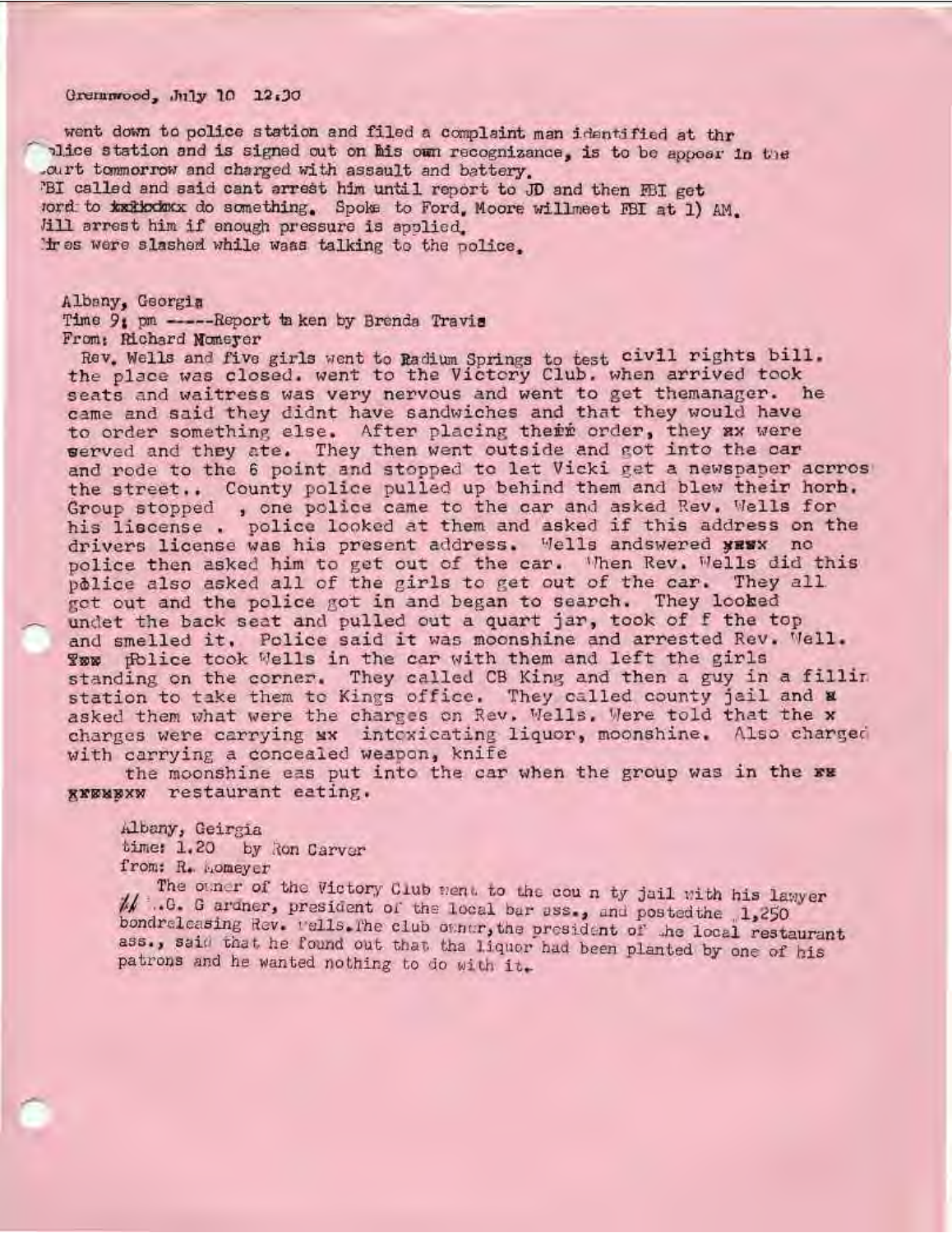Greenwood, July 10 12:30

went down to police station and filed a complaint man identified at thr
police station and is signed out on his own recognizance, is to be appear in the
court tommorrow and charged with assault and battery.
FBI called and said cant arrest him until report to JD and then FBI get
word to xxxxxx do something. Spoke to Ford, Moore willmeet FBI at 1) AM.
Will arrest him if enough pressure is applied.
Tires were slashed while waas talking to the police.

Albany, Georgia
Time 9: pm -----Report ta ken by Brenda Travis
From: Richard Nomeyer

Rev. Wells and five girls went to Radium Springs to test civil rights bill.
the place was closed. went to the Victory Club. when arrived took
seats and waitress was very nervous and went to get themanager. he
came and said they didnt have sandwiches and that they would have
to order something else. After placing their order, they xx were
served and they ate. They then went outside and got into the car
and rode to the 6 point and stopped to let Vicki get a newspaper acrros
the street.. County police pulled up behind them and blew their horh.
Group stopped , one police came to the car and asked Rev. Wells for
his liscense . police looked at them and asked if this address on the
drivers license was his present address. Wells andswered xxxx no
police then asked him to get out of the car. When Rev. Wells did this
police also asked all of the girls to get out of the car. They all
got out and the police got in and began to search. They looked
undet the back seat and pulled out a quart jar, took of f the top
and smelled it. Police said it was moonshine and arrested Rev. Well.
xxx Police took Wells in the car with them and left the girls
standing on the corner. They called CB King and then a guy in a fillin
station to take them to Kings office. They called county jail and x
asked them what were the charges on Rev. Wells. Were told that the x
charges were carrying xx intoxicating liquor, moonshine. Also charged
with carrying a concealed weapon, knife
the moonshine eas put into the car when the group was in the xx
xxxxxxx restaurant eating.

Albany, Geirgia
time: 1.20 by Ron Carver
from: R. Nomeyer

The owner of the Victory Club went to the cou n ty jail with his lawyer
//. ..G. G ardner, president of the local bar ass., and postedthe 1,250
bondreleasing Rev. Wells.The club owner,the president of the local restaurant
ass., said that he found out that tha liquor had been planted by one of his
patrons and he wanted nothing to do with it.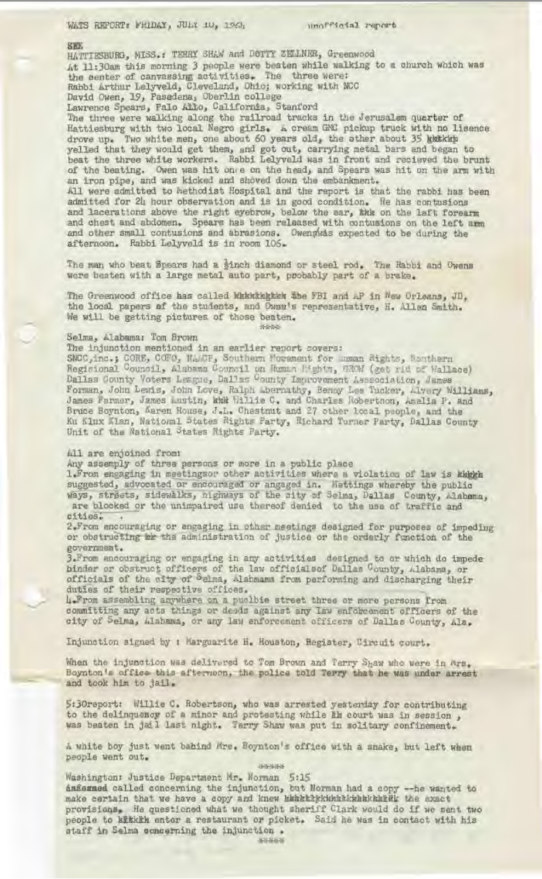WATS REPORT: FRIDAY, JULY 10, 1964 unofficial report

xxx

HATTIESBURG, MISS.: TERRY SHAW and DOTTY ZELLNER, Greenwood

At 11:30am this morning 3 people were beaten while walking to a church which was the center of canvassing activities. The three were:
Rabbi Arthur Lelyveld, Cleveland, Ohio; working with NCC
David Owen, 19, Pasedena, Oberlin college
Lawrence Spears, Palo Alto, California, Stanford

The three were walking along the railroad tracks in the Jerusalem quarter of Hattiesburg with two local Negro girls. A cream GMC pickup truck with no lisence drove up. Two white men, one about 60 years old, the other about 35 xxxxxx yelled that they would get them, and got out, carrying metal bars and began to beat the three white workers. Rabbi Lelyveld was in front and recieved the brunt of the beating. Owen was hit once on the head, and Spears was hit on the arm with an iron pipe, and was kicked and shoved down the embankment.

All were admitted to Methodist Hospital and the report is that the rabbi has been admitted for 24 hour observation and is in good condition. He has contusions and lacerations above the right eyebrow, below the ear, xxx on the left forearm and chest and abdomen. Spears has been released with contusions on the left arm and other small contusions and abrasions. Owen was expected to be during the afternoon. Rabbi Lelyveld is in room 106.

The man who beat Spears had a ½inch diamond or steel rod. The Rabbi and Owens were beaten with a large metal auto part, probably part of a brake.

The Greenwood office has called xxxxxxxxxx the FBI and AP in New Orleans, JD, the local papers of the students, and Owen's representative, H. Allen Smith. We will be getting pictures of those beaten.

\*\*\*\*

Selma, Alabama: Tom Brown

The injunction mentioned in an earlier report covers:
SNCC,inc.; CORE, COFO, NAACP, Southern Movement for Human Rights, Southern Regional Council, Alabama Council on Human Rights, GROW (get rid of Wallace) Dallas County Voters League, Dallas County Improvement Association, James Forman, John Lewis, John Love, Ralph Abernathy, Benny Lee Tucker, Alvery Williams, James Farmer, James Austin, xxx Willie C. and Charles Robertson, Amelia P. and Bruce Boynton, Karen House, J.L. Chestnut and 27 other local people, and the Ku Klux Klan, National States Rights Party, Richard Turner Party, Dallas County Unit of the National States Rights Party.

All are enjoined from:
Any assembly of three persons or more in a public place
1.From engaging in meetingsor other activities where a violation of law is xxxxx suggested, advocated or encouraged or angaged in. Mettings whereby the public ways, streets, sidewalks, highways of the city of Selma, Dallas County, Alabama, are blocked or the unimpaired use thereof denied to the use of traffic and cities.
2.From encouraging or engaging in other meetings designed for purposes of impeding or obstructing xx the administration of justice or the orderly function of the government.
3.From encouraging or engaging in any activities designed to or which do impede hinder or obstruct officers of the law officialsof Dallas County, Alabama, or officials of the city of Selma, Alabmama from performing and discharging their duties of their respective offices.
4.From assembling anywhere on a puolbic street three or more persons from committing any acts things or deeds against any law enforcement officers of the city of Selma, Alabama, or any law enforcement officers of Dallas County, Ala.

Injunction signed by : Marguarite H. Houston, Register, Circuit court.

When the injunction was delivered to Tom Brown and Terry Shaw who were in Mrs. Boynton's office this afternoon, the police told Terry that he was under arrest and took him to jail.

5:30report: Willie C. Robertson, who was arrested yesterday for contributing to the delinquency of a minor and protesting while xx court was in session , was beaten in jail last night. Terry Shaw was put in solitary confinement.

A white boy just went bahind Mrs. Boynton's office with a snake, but left when people went out.

\*\*\*\*\*

Washington: Justice Department Mr. Norman 5:15
xxxxxxx called concerning the injunction, but Norman had a copy --he wanted to make certain that we have a copy and knew xxxxxxxxxxxxxxxxxxxxx the exact provisions. He questioned what we thought sheriff Clark would do if we sent two people to xxxxxx enter a restaurant or picket. Said he was in contact with his staff in Selma concerning the injunction .

\*\*\*\*\*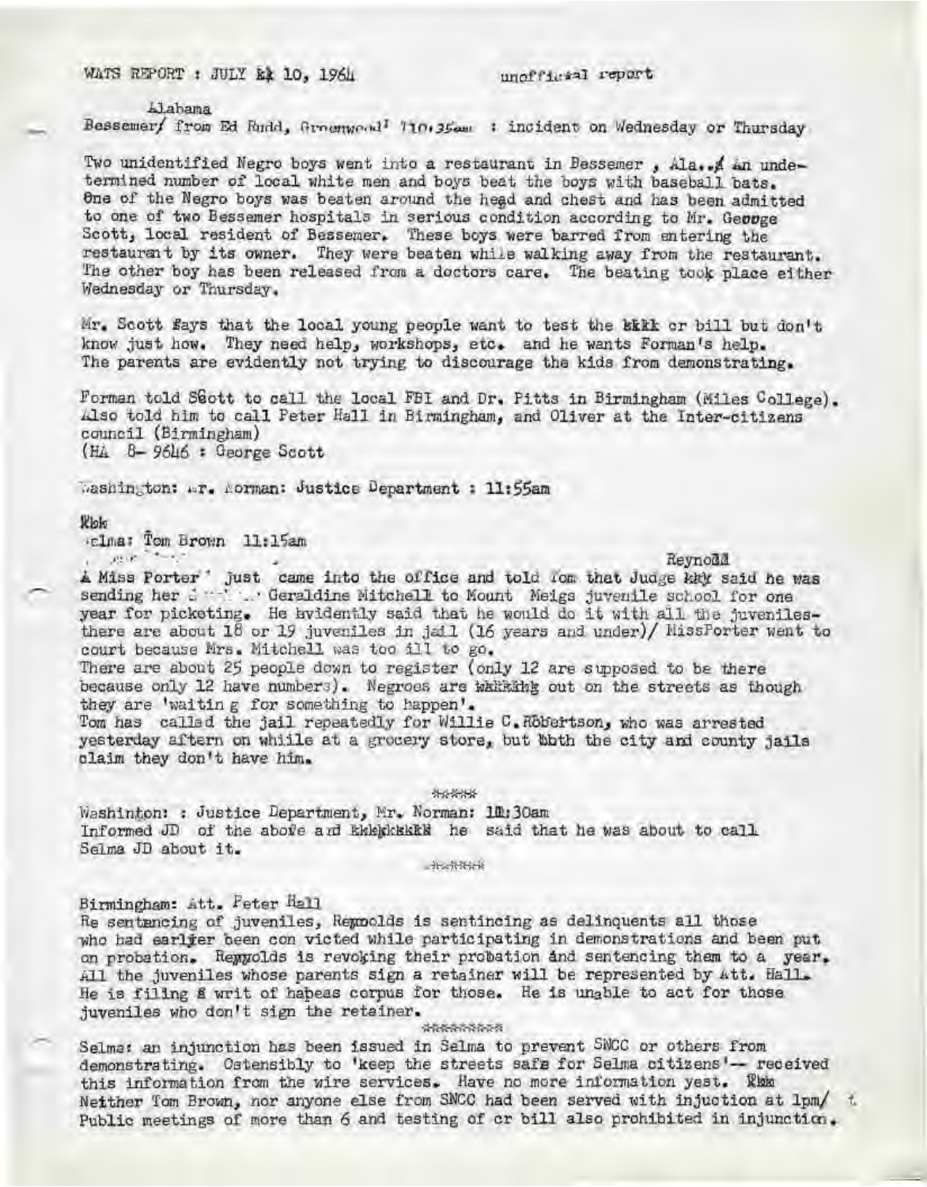WATS REPORT : JULY ~~k~~ 10, 1964 unofficial report

Alabama

Bessemer/ from Ed Rudd, Greenwood? 10:35am : incident on Wednesday or Thursday

Two unidentified Negro boys went into a restaurant in Bessemer , Ala., An undetermined number of local white men and boys beat the boys with baseball bats. One of the Negro boys was beaten around the head and chest and has been admitted to one of two Bessemer hospitals in serious condition according to Mr. George Scott, local resident of Bessemer. These boys were barred from entering the restaurant by its owner. They were beaten while walking away from the restaurant. The other boy has been released from a doctors care. The beating took place either Wednesday or Thursday.

Mr. Scott says that the local young people want to test the ~~kkk~~ cr bill but don't know just how. They need help, workshops, etc. and he wants Forman's help. The parents are evidently not trying to discourage the kids from demonstrating.

Forman told Scott to call the local FBI and Dr. Pitts in Birmingham (Miles College). Also told him to call Peter Hall in Birmingham, and Oliver at the Inter-citizens council (Birmingham)

(HA 8- 9646 : George Scott

Washington: Mr. Norman: Justice Department : 11:55am

~~Kkk~~

Selma: Tom Brown 11:15am

A Miss Porter just came into the office and told Tom that Judge ~~kky~~ Reynold said he was sending her ... Geraldine Mitchell to Mount Meigs juvenile school for one year for picketing. He evidently said that he would do it with all the juveniles- there are about 18 or 19 juveniles in jail (16 years and under)/ MissPorter went to court because Mrs. Mitchell was too ill to go.

There are about 25 people down to register (only 12 are supposed to be there because only 12 have numbers). Negroes are ~~walking~~ out on the streets as though they are 'waitin g for something to happen'.

Tom has called the jail repeatedly for Willie C. Robertson, who was arrested yesterday aftern on whiile at a grocery store, but both the city and county jails claim they don't have him.

*****

Washinton: : Justice Department, Mr. Norman: 11:30am

Informed JD of the above and ~~kkkkkkkk~~ he said that he was about to call Selma JD about it.

******

Birmingham: Att. Peter Hall

Re sentancing of juveniles, Reynolds is sentincing as delinquents all those who had earlier been con victed while participating in demonstrations and been put on probation. Reynolds is revoking their probation and sentencing them to a year. All the juveniles whose parents sign a retainer will be represented by Att. Hall. He is filing a writ of habeas corpus for those. He is unable to act for those juveniles who don't sign the retainer.

*********

Selma: an injunction has been issued in Selma to prevent SNCC or others from demonstrating. Ostensibly to 'keep the streets safe for Selma citizens'-- received this information from the wire services. Have no more information yest. ~~Rkk~~ Neither Tom Brown, nor anyone else from SNCC had been served with injuction at 1pm/ Public meetings of more than 6 and testing of cr bill also prohibited in injunction.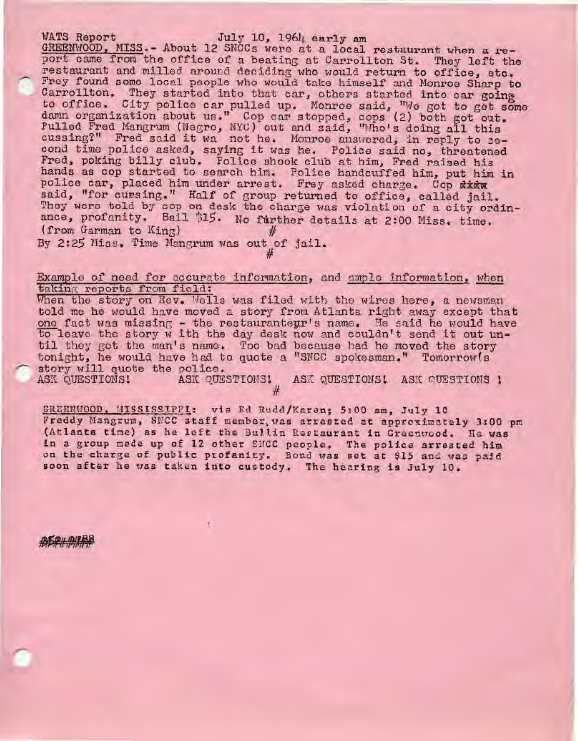WATS Report July 10, 1964 early am

GREENWOOD, MISS.- About 12 SNCCs were at a local restaurant when a report came from the office of a beating at Carrollton St. They left the restaurant and milled around deciding who would return to office, etc. Frey found some local people who would take himself and Monroe Sharp to Carrollton. They started into that car, others started into car going to office. City police car pulled up. Monroe said, "We got to get some damn organization about us." Cop car stopped, cops (2) both got out. Pulled Fred Mangrum (Negro, NYC) out and said, "Who's doing all this cussing?" Fred said it wa not he. Monroe answered, in reply to second time police asked, saying it was he. Police said no, threatened Fred, poking billy club. Police shook club at him, Fred raised his hands as cop started to search him. Police handcuffed him, put him in police car, placed him under arrest. Frey asked charge. Cop ~~xxxx~~ said, "for cursing." Half of group returned to office, called jail. They were told by cop on desk the charge was violation of a city ordinance, profanity. Bail $15. No further details at 2:00 Miss. time. (from Garman to King) #

By 2:25 Miss. Time Mangrum was out of jail.

#

Example of need for accurate information, and ample information, when taking reports from field:

When the story on Rev. Wells was filed with the wires here, a newsman told me he would have moved a story from Atlanta right away except that one fact was missing - the restauranteur's name. He said he would have to leave the story w ith the day desk now and couldn't send it out until they got the man's name. Too bad because had he moved the story tonight, he would have had to quote a "SNCC spokesman." Tomorrow's story will quote the police.

ASK QUESTIONS! ASK QUESTIONS! ASK QUESTIONS! ASK QUESTIONS !

#

GREENWOOD, MISSISSIPPI: via Ed Rudd/Karen; 5:00 am, July 10
Freddy Mangrum, SNCC staff member, was arrested at approximately 3:00 pm (Atlanta time) as he left the Bullin Restaurant in Greenwood. He was in a group made up of 12 other SNCC people. The police arrested him on the charge of public profanity. Bond was set at $15 and was paid soon after he was taken into custody. The hearing is July 10.